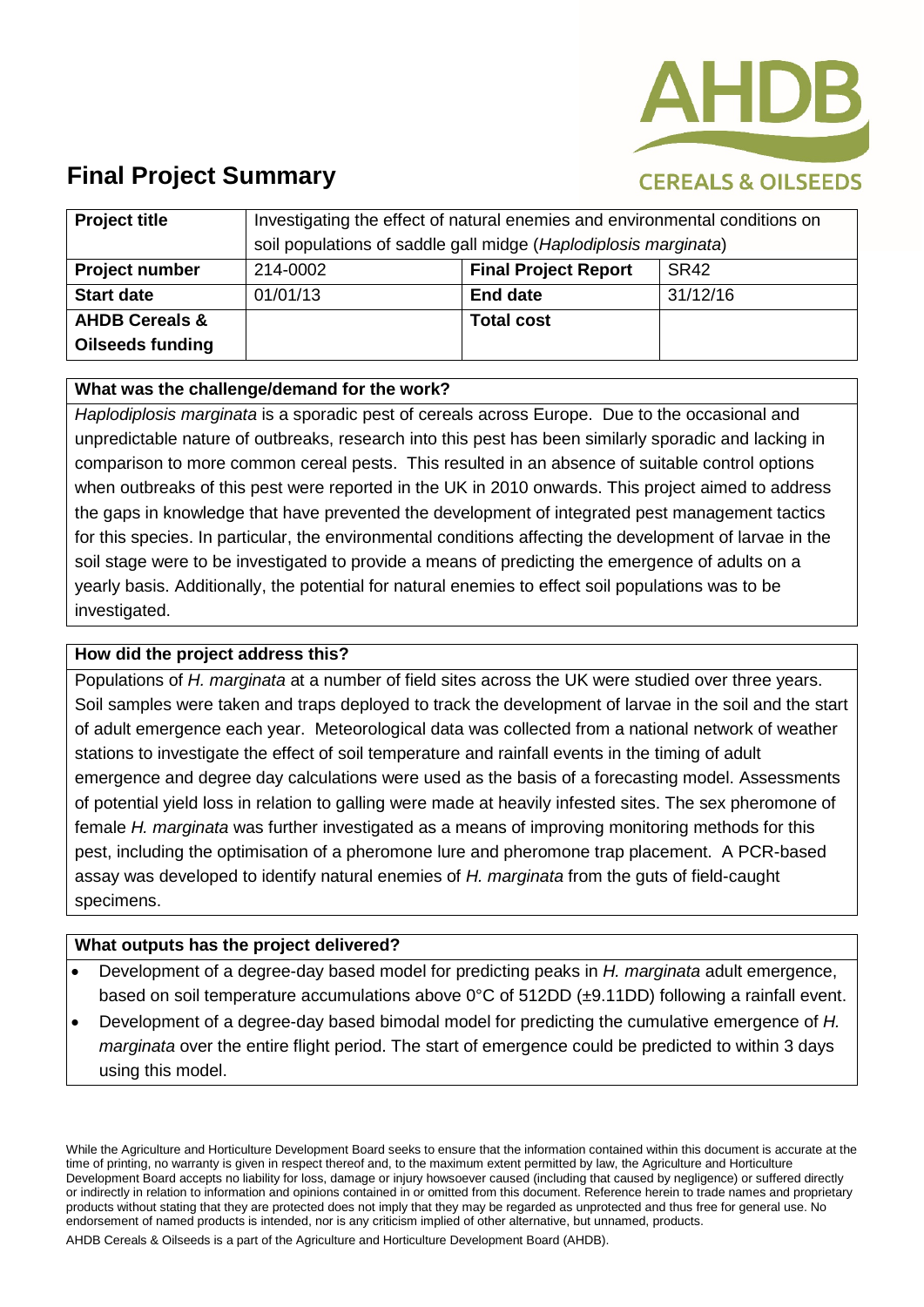# Final Project Summary

| **Project title** | Investigating the effect of natural enemies and environmental conditions on soil populations of saddle gall midge (*Haplodiplosis marginata*) | | |
|---|---|---|---|
| **Project number** | 214-0002 | **Final Project Report** | SR42 |
| **Start date** | 01/01/13 | **End date** | 31/12/16 |
| **AHDB Cereals & Oilseeds funding** | | **Total cost** | |

**What was the challenge/demand for the work?**

*Haplodiplosis marginata* is a sporadic pest of cereals across Europe. Due to the occasional and unpredictable nature of outbreaks, research into this pest has been similarly sporadic and lacking in comparison to more common cereal pests. This resulted in an absence of suitable control options when outbreaks of this pest were reported in the UK in 2010 onwards. This project aimed to address the gaps in knowledge that have prevented the development of integrated pest management tactics for this species. In particular, the environmental conditions affecting the development of larvae in the soil stage were to be investigated to provide a means of predicting the emergence of adults on a yearly basis. Additionally, the potential for natural enemies to effect soil populations was to be investigated.

**How did the project address this?**

Populations of *H. marginata* at a number of field sites across the UK were studied over three years. Soil samples were taken and traps deployed to track the development of larvae in the soil and the start of adult emergence each year. Meteorological data was collected from a national network of weather stations to investigate the effect of soil temperature and rainfall events in the timing of adult emergence and degree day calculations were used as the basis of a forecasting model. Assessments of potential yield loss in relation to galling were made at heavily infested sites. The sex pheromone of female *H. marginata* was further investigated as a means of improving monitoring methods for this pest, including the optimisation of a pheromone lure and pheromone trap placement. A PCR-based assay was developed to identify natural enemies of *H. marginata* from the guts of field-caught specimens.

**What outputs has the project delivered?**

- Development of a degree-day based model for predicting peaks in *H. marginata* adult emergence, based on soil temperature accumulations above 0°C of 512DD (±9.11DD) following a rainfall event.
- Development of a degree-day based bimodal model for predicting the cumulative emergence of *H. marginata* over the entire flight period. The start of emergence could be predicted to within 3 days using this model.

While the Agriculture and Horticulture Development Board seeks to ensure that the information contained within this document is accurate at the time of printing, no warranty is given in respect thereof and, to the maximum extent permitted by law, the Agriculture and Horticulture Development Board accepts no liability for loss, damage or injury howsoever caused (including that caused by negligence) or suffered directly or indirectly in relation to information and opinions contained in or omitted from this document. Reference herein to trade names and proprietary products without stating that they are protected does not imply that they may be regarded as unprotected and thus free for general use. No endorsement of named products is intended, nor is any criticism implied of other alternative, but unnamed, products.

AHDB Cereals & Oilseeds is a part of the Agriculture and Horticulture Development Board (AHDB).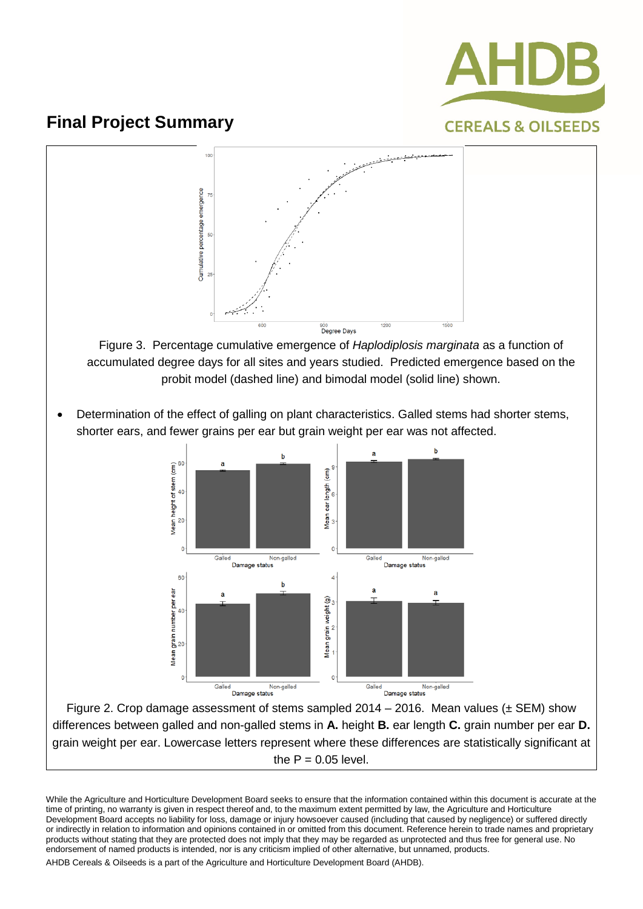## Final Project Summary

Figure 3. Percentage cumulative emergence of *Haplodiplosis marginata* as a function of accumulated degree days for all sites and years studied. Predicted emergence based on the probit model (dashed line) and bimodal model (solid line) shown.

- Determination of the effect of galling on plant characteristics. Galled stems had shorter stems, shorter ears, and fewer grains per ear but grain weight per ear was not affected.

Figure 2. Crop damage assessment of stems sampled 2014 – 2016. Mean values (± SEM) show differences between galled and non-galled stems in **A.** height **B.** ear length **C.** grain number per ear **D.** grain weight per ear. Lowercase letters represent where these differences are statistically significant at the P = 0.05 level.

While the Agriculture and Horticulture Development Board seeks to ensure that the information contained within this document is accurate at the time of printing, no warranty is given in respect thereof and, to the maximum extent permitted by law, the Agriculture and Horticulture Development Board accepts no liability for loss, damage or injury howsoever caused (including that caused by negligence) or suffered directly or indirectly in relation to information and opinions contained in or omitted from this document. Reference herein to trade names and proprietary products without stating that they are protected does not imply that they may be regarded as unprotected and thus free for general use. No endorsement of named products is intended, nor is any criticism implied of other alternative, but unnamed, products.

AHDB Cereals & Oilseeds is a part of the Agriculture and Horticulture Development Board (AHDB).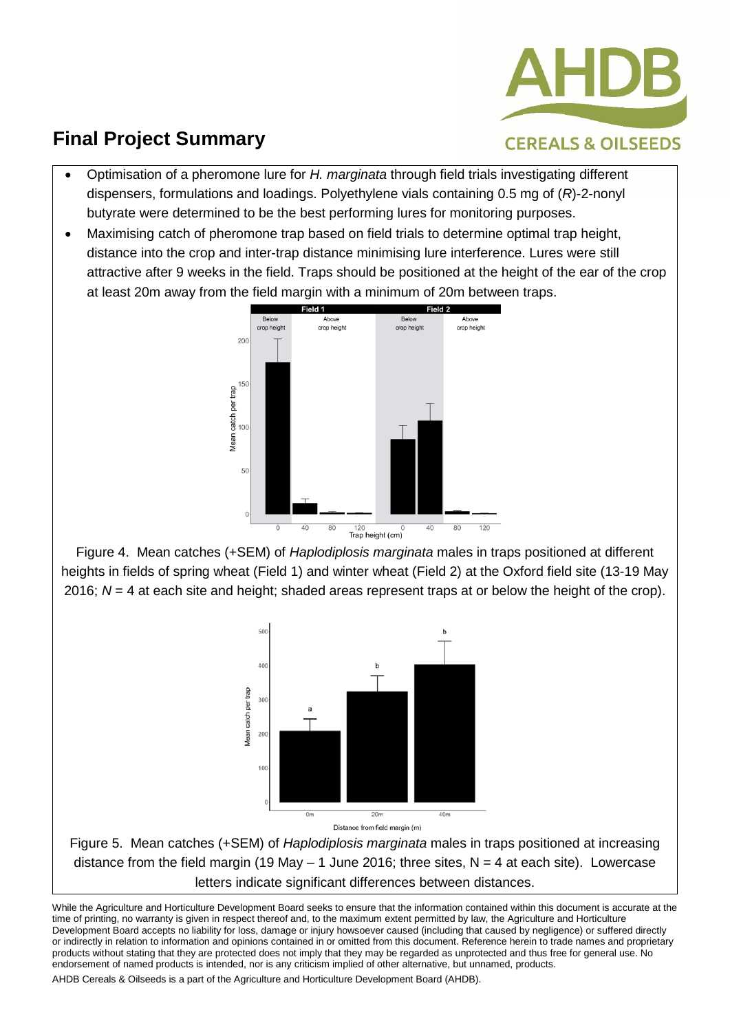- Optimisation of a pheromone lure for *H. marginata* through field trials investigating different dispensers, formulations and loadings. Polyethylene vials containing 0.5 mg of (*R*)-2-nonyl butyrate were determined to be the best performing lures for monitoring purposes.
- Maximising catch of pheromone trap based on field trials to determine optimal trap height, distance into the crop and inter-trap distance minimising lure interference. Lures were still attractive after 9 weeks in the field. Traps should be positioned at the height of the ear of the crop at least 20m away from the field margin with a minimum of 20m between traps.

Figure 4. Mean catches (+SEM) of *Haplodiplosis marginata* males in traps positioned at different heights in fields of spring wheat (Field 1) and winter wheat (Field 2) at the Oxford field site (13-19 May 2016; *N* = 4 at each site and height; shaded areas represent traps at or below the height of the crop).

Figure 5. Mean catches (+SEM) of *Haplodiplosis marginata* males in traps positioned at increasing distance from the field margin (19 May – 1 June 2016; three sites, N = 4 at each site). Lowercase letters indicate significant differences between distances.

While the Agriculture and Horticulture Development Board seeks to ensure that the information contained within this document is accurate at the time of printing, no warranty is given in respect thereof and, to the maximum extent permitted by law, the Agriculture and Horticulture Development Board accepts no liability for loss, damage or injury howsoever caused (including that caused by negligence) or suffered directly or indirectly in relation to information and opinions contained in or omitted from this document. Reference herein to trade names and proprietary products without stating that they are protected does not imply that they may be regarded as unprotected and thus free for general use. No endorsement of named products is intended, nor is any criticism implied of other alternative, but unnamed, products.

AHDB Cereals & Oilseeds is a part of the Agriculture and Horticulture Development Board (AHDB).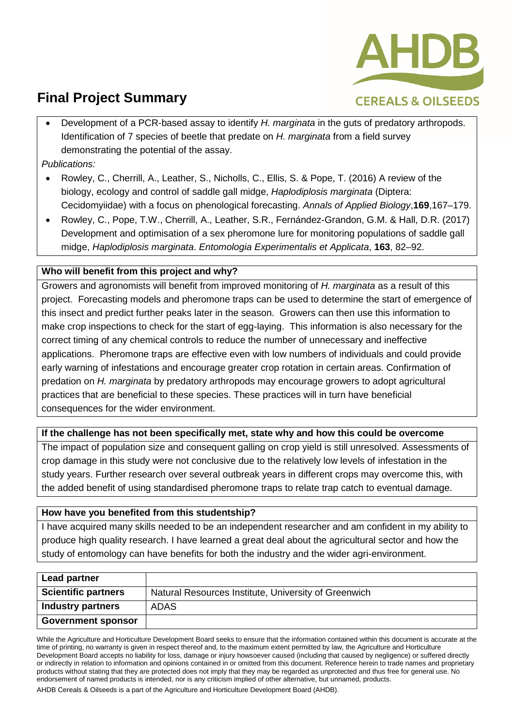# Final Project Summary

- Development of a PCR-based assay to identify *H. marginata* in the guts of predatory arthropods. Identification of 7 species of beetle that predate on *H. marginata* from a field survey demonstrating the potential of the assay.

*Publications:*

- Rowley, C., Cherrill, A., Leather, S., Nicholls, C., Ellis, S. & Pope, T. (2016) A review of the biology, ecology and control of saddle gall midge, *Haplodiplosis marginata* (Diptera: Cecidomyiidae) with a focus on phenological forecasting. *Annals of Applied Biology*,**169**,167–179.
- Rowley, C., Pope, T.W., Cherrill, A., Leather, S.R., Fernández-Grandon, G.M. & Hall, D.R. (2017) Development and optimisation of a sex pheromone lure for monitoring populations of saddle gall midge, *Haplodiplosis marginata*. *Entomologia Experimentalis et Applicata*, **163**, 82–92.

**Who will benefit from this project and why?**

Growers and agronomists will benefit from improved monitoring of *H. marginata* as a result of this project. Forecasting models and pheromone traps can be used to determine the start of emergence of this insect and predict further peaks later in the season. Growers can then use this information to make crop inspections to check for the start of egg-laying. This information is also necessary for the correct timing of any chemical controls to reduce the number of unnecessary and ineffective applications. Pheromone traps are effective even with low numbers of individuals and could provide early warning of infestations and encourage greater crop rotation in certain areas. Confirmation of predation on *H. marginata* by predatory arthropods may encourage growers to adopt agricultural practices that are beneficial to these species. These practices will in turn have beneficial consequences for the wider environment.

**If the challenge has not been specifically met, state why and how this could be overcome**

The impact of population size and consequent galling on crop yield is still unresolved. Assessments of crop damage in this study were not conclusive due to the relatively low levels of infestation in the study years. Further research over several outbreak years in different crops may overcome this, with the added benefit of using standardised pheromone traps to relate trap catch to eventual damage.

**How have you benefited from this studentship?**

I have acquired many skills needed to be an independent researcher and am confident in my ability to produce high quality research. I have learned a great deal about the agricultural sector and how the study of entomology can have benefits for both the industry and the wider agri-environment.

| **Lead partner** | |
|---|---|
| **Scientific partners** | Natural Resources Institute, University of Greenwich |
| **Industry partners** | ADAS |
| **Government sponsor** | |

While the Agriculture and Horticulture Development Board seeks to ensure that the information contained within this document is accurate at the time of printing, no warranty is given in respect thereof and, to the maximum extent permitted by law, the Agriculture and Horticulture Development Board accepts no liability for loss, damage or injury howsoever caused (including that caused by negligence) or suffered directly or indirectly in relation to information and opinions contained in or omitted from this document. Reference herein to trade names and proprietary products without stating that they are protected does not imply that they may be regarded as unprotected and thus free for general use. No endorsement of named products is intended, nor is any criticism implied of other alternative, but unnamed, products.

AHDB Cereals & Oilseeds is a part of the Agriculture and Horticulture Development Board (AHDB).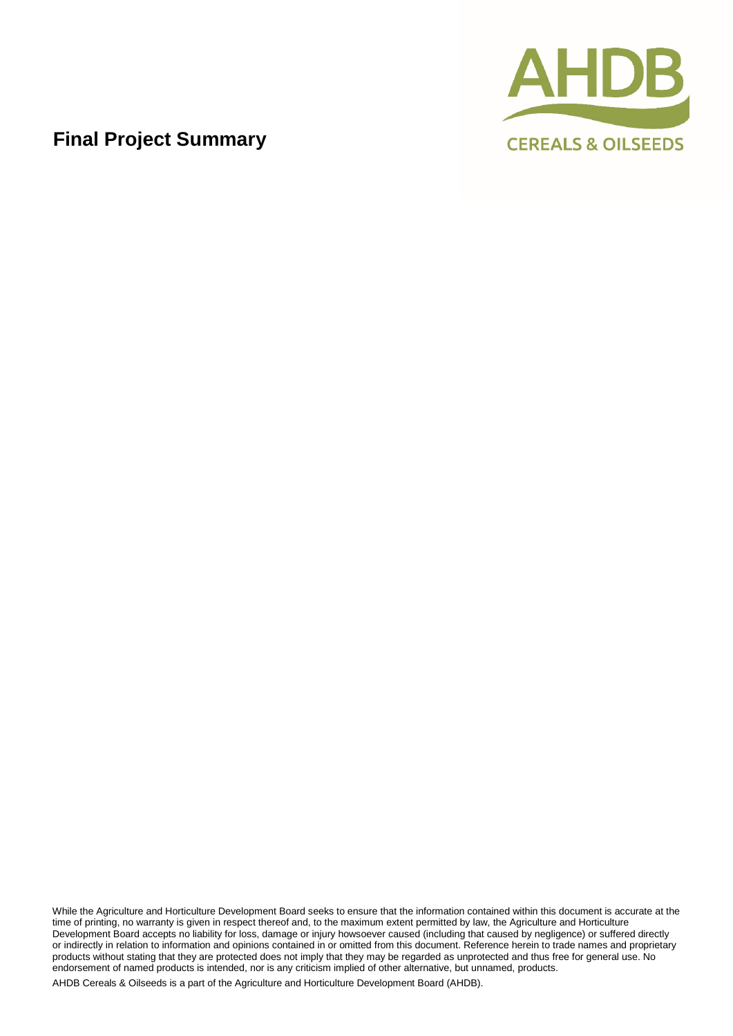# Final Project Summary

AHDB

CEREALS & OILSEEDS

While the Agriculture and Horticulture Development Board seeks to ensure that the information contained within this document is accurate at the time of printing, no warranty is given in respect thereof and, to the maximum extent permitted by law, the Agriculture and Horticulture Development Board accepts no liability for loss, damage or injury howsoever caused (including that caused by negligence) or suffered directly or indirectly in relation to information and opinions contained in or omitted from this document. Reference herein to trade names and proprietary products without stating that they are protected does not imply that they may be regarded as unprotected and thus free for general use. No endorsement of named products is intended, nor is any criticism implied of other alternative, but unnamed, products.

AHDB Cereals & Oilseeds is a part of the Agriculture and Horticulture Development Board (AHDB).